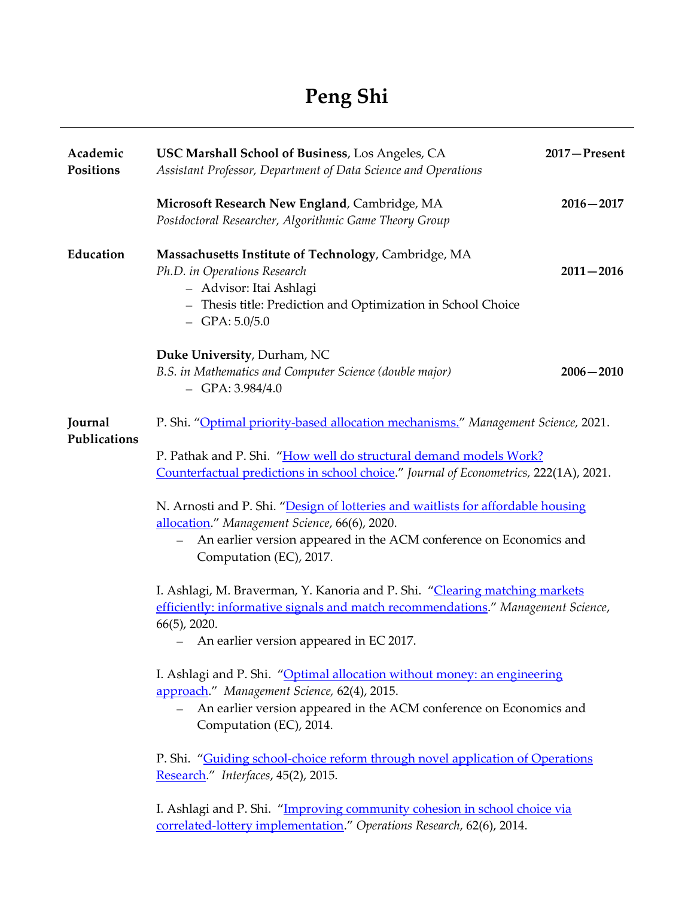# Peng Shi

---

## Academic Positions

**USC Marshall School of Business**, Los Angeles, CA — **2017—Present**
*Assistant Professor, Department of Data Science and Operations*

**Microsoft Research New England**, Cambridge, MA — **2016—2017**
*Postdoctoral Researcher, Algorithmic Game Theory Group*

## Education

**Massachusetts Institute of Technology**, Cambridge, MA
*Ph.D. in Operations Research* — **2011—2016**
- Advisor: Itai Ashlagi
- Thesis title: Prediction and Optimization in School Choice
- GPA: 5.0/5.0

**Duke University**, Durham, NC
*B.S. in Mathematics and Computer Science (double major)* — **2006—2010**
- GPA: 3.984/4.0

## Journal Publications

P. Shi. "Optimal priority-based allocation mechanisms." *Management Science*, 2021.

P. Pathak and P. Shi. "How well do structural demand models Work? Counterfactual predictions in school choice." *Journal of Econometrics*, 222(1A), 2021.

N. Arnosti and P. Shi. "Design of lotteries and waitlists for affordable housing allocation." *Management Science*, 66(6), 2020.
- An earlier version appeared in the ACM conference on Economics and Computation (EC), 2017.

I. Ashlagi, M. Braverman, Y. Kanoria and P. Shi. "Clearing matching markets efficiently: informative signals and match recommendations." *Management Science*, 66(5), 2020.
- An earlier version appeared in EC 2017.

I. Ashlagi and P. Shi. "Optimal allocation without money: an engineering approach." *Management Science*, 62(4), 2015.
- An earlier version appeared in the ACM conference on Economics and Computation (EC), 2014.

P. Shi. "Guiding school-choice reform through novel application of Operations Research." *Interfaces*, 45(2), 2015.

I. Ashlagi and P. Shi. "Improving community cohesion in school choice via correlated-lottery implementation." *Operations Research*, 62(6), 2014.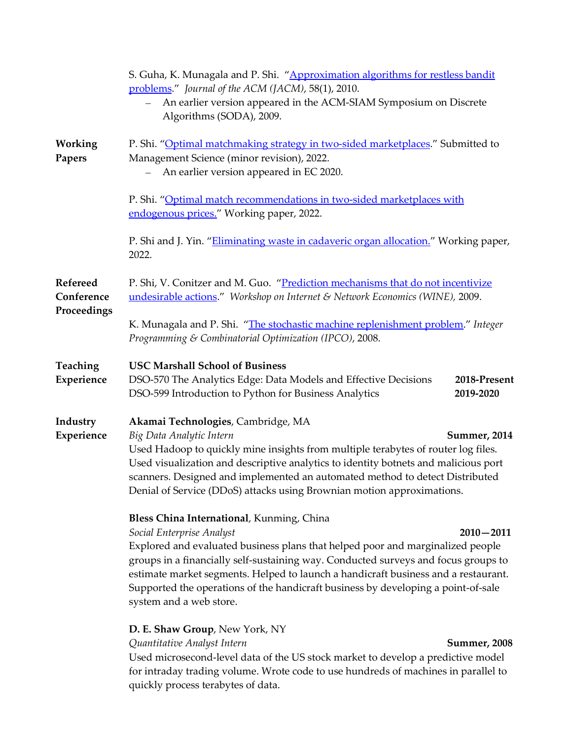S. Guha, K. Munagala and P. Shi. "Approximation algorithms for restless bandit problems." *Journal of the ACM (JACM)*, 58(1), 2010.

- An earlier version appeared in the ACM-SIAM Symposium on Discrete Algorithms (SODA), 2009.

## Working Papers

P. Shi. "Optimal matchmaking strategy in two-sided marketplaces." Submitted to Management Science (minor revision), 2022.

- An earlier version appeared in EC 2020.

P. Shi. "Optimal match recommendations in two-sided marketplaces with endogenous prices." Working paper, 2022.

P. Shi and J. Yin. "Eliminating waste in cadaveric organ allocation." Working paper, 2022.

## Refereed Conference Proceedings

P. Shi, V. Conitzer and M. Guo. "Prediction mechanisms that do not incentivize undesirable actions." *Workshop on Internet & Network Economics (WINE),* 2009.

K. Munagala and P. Shi. "The stochastic machine replenishment problem." *Integer Programming & Combinatorial Optimization (IPCO)*, 2008.

## Teaching Experience

**USC Marshall School of Business**

DSO-570 The Analytics Edge: Data Models and Effective Decisions — **2018-Present**

DSO-599 Introduction to Python for Business Analytics — **2019-2020**

## Industry Experience

**Akamai Technologies**, Cambridge, MA

*Big Data Analytic Intern* — **Summer, 2014**

Used Hadoop to quickly mine insights from multiple terabytes of router log files. Used visualization and descriptive analytics to identity botnets and malicious port scanners. Designed and implemented an automated method to detect Distributed Denial of Service (DDoS) attacks using Brownian motion approximations.

**Bless China International**, Kunming, China

*Social Enterprise Analyst* — **2010—2011**

Explored and evaluated business plans that helped poor and marginalized people groups in a financially self-sustaining way. Conducted surveys and focus groups to estimate market segments. Helped to launch a handicraft business and a restaurant. Supported the operations of the handicraft business by developing a point-of-sale system and a web store.

**D. E. Shaw Group**, New York, NY

*Quantitative Analyst Intern* — **Summer, 2008**

Used microsecond-level data of the US stock market to develop a predictive model for intraday trading volume. Wrote code to use hundreds of machines in parallel to quickly process terabytes of data.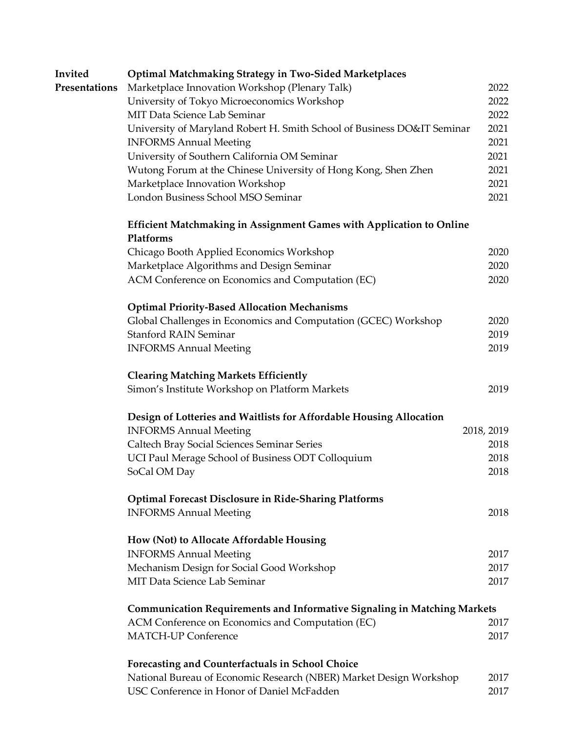## Invited Presentations

**Optimal Matchmaking Strategy in Two-Sided Marketplaces**

- Marketplace Innovation Workshop (Plenary Talk) — 2022
- University of Tokyo Microeconomics Workshop — 2022
- MIT Data Science Lab Seminar — 2022
- University of Maryland Robert H. Smith School of Business DO&IT Seminar — 2021
- INFORMS Annual Meeting — 2021
- University of Southern California OM Seminar — 2021
- Wutong Forum at the Chinese University of Hong Kong, Shen Zhen — 2021
- Marketplace Innovation Workshop — 2021
- London Business School MSO Seminar — 2021

**Efficient Matchmaking in Assignment Games with Application to Online Platforms**

- Chicago Booth Applied Economics Workshop — 2020
- Marketplace Algorithms and Design Seminar — 2020
- ACM Conference on Economics and Computation (EC) — 2020

**Optimal Priority-Based Allocation Mechanisms**

- Global Challenges in Economics and Computation (GCEC) Workshop — 2020
- Stanford RAIN Seminar — 2019
- INFORMS Annual Meeting — 2019

**Clearing Matching Markets Efficiently**

- Simon's Institute Workshop on Platform Markets — 2019

**Design of Lotteries and Waitlists for Affordable Housing Allocation**

- INFORMS Annual Meeting — 2018, 2019
- Caltech Bray Social Sciences Seminar Series — 2018
- UCI Paul Merage School of Business ODT Colloquium — 2018
- SoCal OM Day — 2018

**Optimal Forecast Disclosure in Ride-Sharing Platforms**

- INFORMS Annual Meeting — 2018

**How (Not) to Allocate Affordable Housing**

- INFORMS Annual Meeting — 2017
- Mechanism Design for Social Good Workshop — 2017
- MIT Data Science Lab Seminar — 2017

**Communication Requirements and Informative Signaling in Matching Markets**

- ACM Conference on Economics and Computation (EC) — 2017
- MATCH-UP Conference — 2017

**Forecasting and Counterfactuals in School Choice**

- National Bureau of Economic Research (NBER) Market Design Workshop — 2017
- USC Conference in Honor of Daniel McFadden — 2017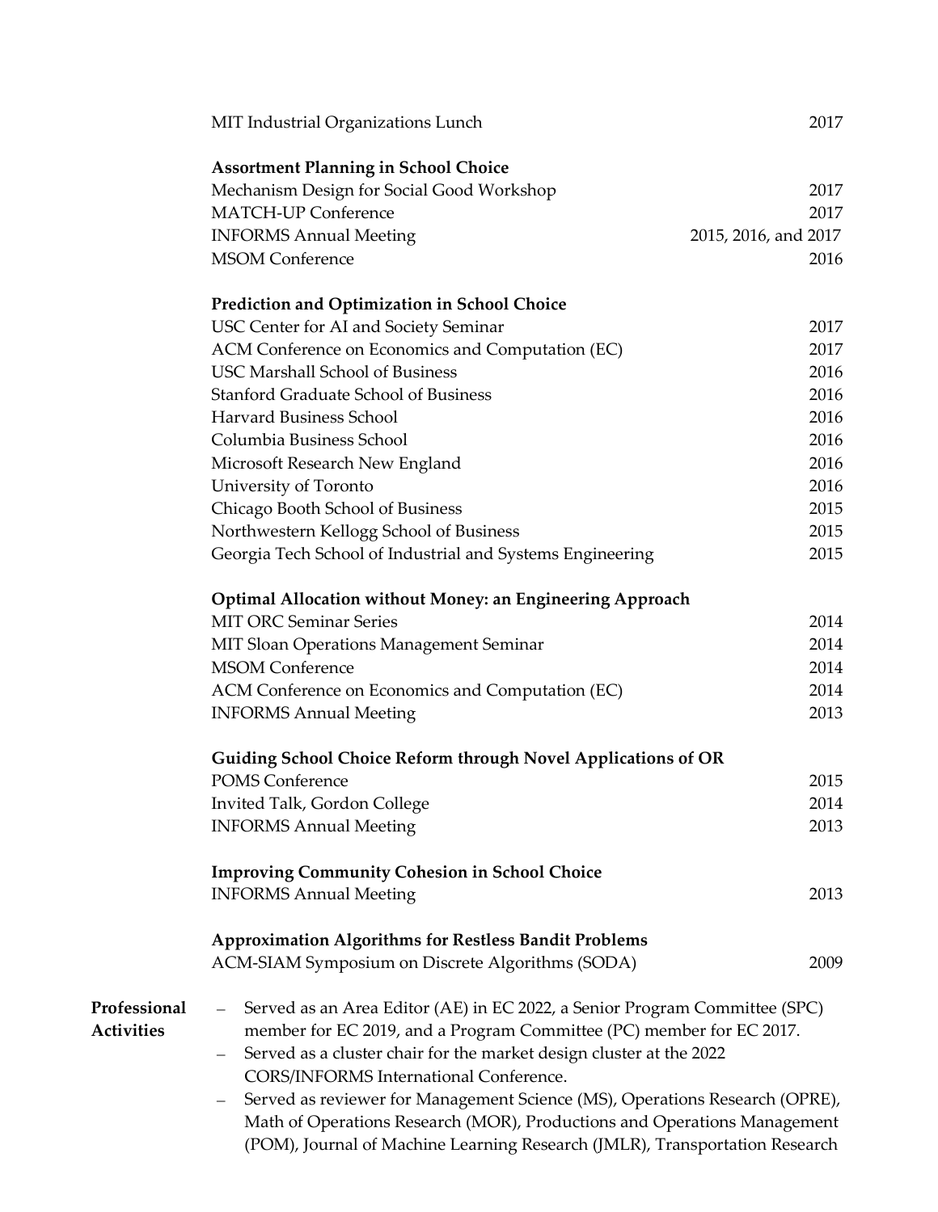MIT Industrial Organizations Lunch 2017

**Assortment Planning in School Choice**

Mechanism Design for Social Good Workshop 2017
MATCH-UP Conference 2017
INFORMS Annual Meeting 2015, 2016, and 2017
MSOM Conference 2016

**Prediction and Optimization in School Choice**

USC Center for AI and Society Seminar 2017
ACM Conference on Economics and Computation (EC) 2017
USC Marshall School of Business 2016
Stanford Graduate School of Business 2016
Harvard Business School 2016
Columbia Business School 2016
Microsoft Research New England 2016
University of Toronto 2016
Chicago Booth School of Business 2015
Northwestern Kellogg School of Business 2015
Georgia Tech School of Industrial and Systems Engineering 2015

**Optimal Allocation without Money: an Engineering Approach**

MIT ORC Seminar Series 2014
MIT Sloan Operations Management Seminar 2014
MSOM Conference 2014
ACM Conference on Economics and Computation (EC) 2014
INFORMS Annual Meeting 2013

**Guiding School Choice Reform through Novel Applications of OR**

POMS Conference 2015
Invited Talk, Gordon College 2014
INFORMS Annual Meeting 2013

**Improving Community Cohesion in School Choice**

INFORMS Annual Meeting 2013

**Approximation Algorithms for Restless Bandit Problems**

ACM-SIAM Symposium on Discrete Algorithms (SODA) 2009

## Professional Activities

- Served as an Area Editor (AE) in EC 2022, a Senior Program Committee (SPC) member for EC 2019, and a Program Committee (PC) member for EC 2017.
- Served as a cluster chair for the market design cluster at the 2022 CORS/INFORMS International Conference.
- Served as reviewer for Management Science (MS), Operations Research (OPRE), Math of Operations Research (MOR), Productions and Operations Management (POM), Journal of Machine Learning Research (JMLR), Transportation Research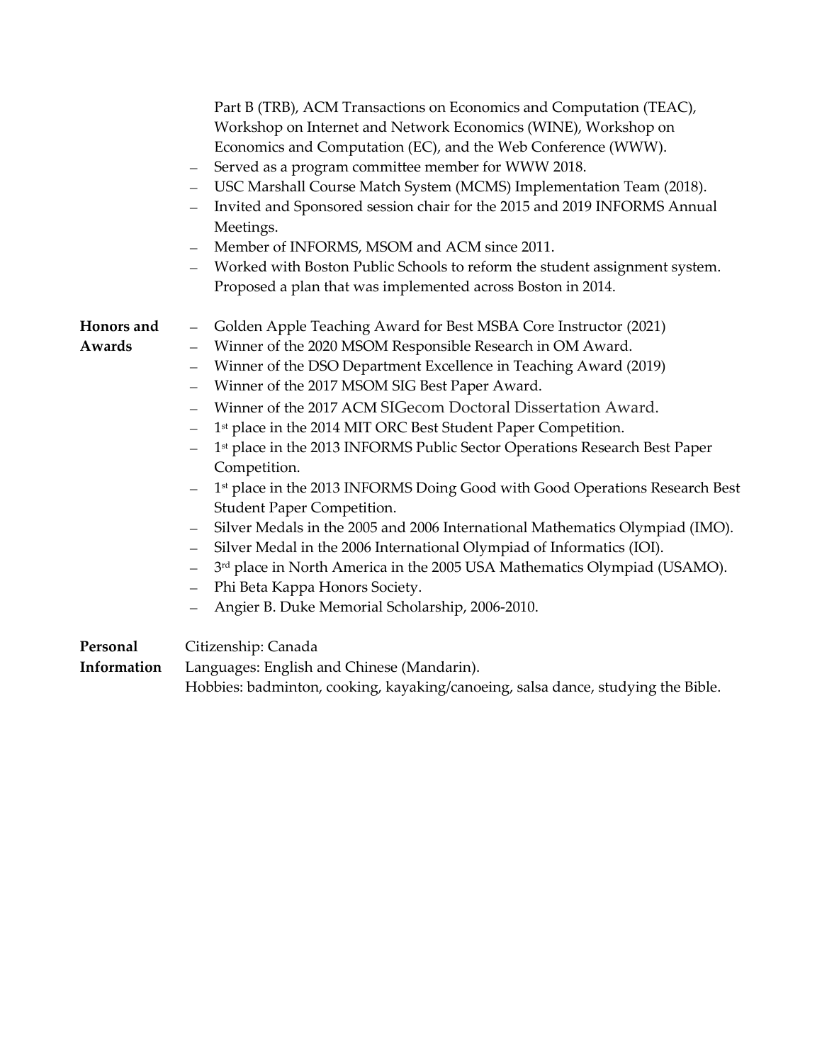Part B (TRB), ACM Transactions on Economics and Computation (TEAC), Workshop on Internet and Network Economics (WINE), Workshop on Economics and Computation (EC), and the Web Conference (WWW).

- Served as a program committee member for WWW 2018.
- USC Marshall Course Match System (MCMS) Implementation Team (2018).
- Invited and Sponsored session chair for the 2015 and 2019 INFORMS Annual Meetings.
- Member of INFORMS, MSOM and ACM since 2011.
- Worked with Boston Public Schools to reform the student assignment system. Proposed a plan that was implemented across Boston in 2014.

**Honors and Awards**

- Golden Apple Teaching Award for Best MSBA Core Instructor (2021)
- Winner of the 2020 MSOM Responsible Research in OM Award.
- Winner of the DSO Department Excellence in Teaching Award (2019)
- Winner of the 2017 MSOM SIG Best Paper Award.
- Winner of the 2017 ACM SIGecom Doctoral Dissertation Award.
- 1st place in the 2014 MIT ORC Best Student Paper Competition.
- 1st place in the 2013 INFORMS Public Sector Operations Research Best Paper Competition.
- 1st place in the 2013 INFORMS Doing Good with Good Operations Research Best Student Paper Competition.
- Silver Medals in the 2005 and 2006 International Mathematics Olympiad (IMO).
- Silver Medal in the 2006 International Olympiad of Informatics (IOI).
- 3rd place in North America in the 2005 USA Mathematics Olympiad (USAMO).
- Phi Beta Kappa Honors Society.
- Angier B. Duke Memorial Scholarship, 2006-2010.

**Personal Information**

Citizenship: Canada
Languages: English and Chinese (Mandarin).
Hobbies: badminton, cooking, kayaking/canoeing, salsa dance, studying the Bible.